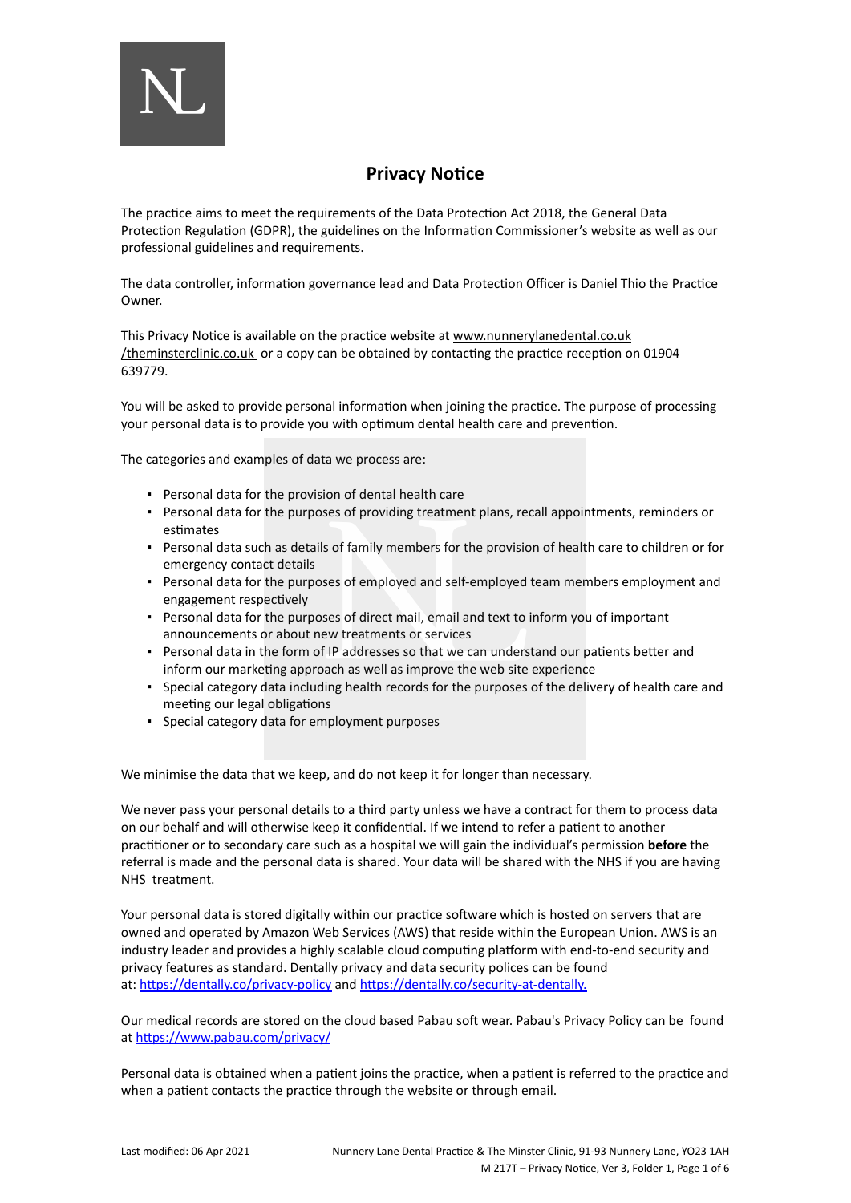# Privacy Notice

The practice aims to meet the requirements of the Data Protection Act 2018, the General Data Protection Regulation (GDPR), the guidelines on the Information Commissioner's website as well as our professional guidelines and requirements.

The data controller, information governance lead and Data Protection Officer is Daniel Thio the Practice Owner.

This Privacy Notice is available on the practice website at www.nunnerylanedental.co.uk /theminsterclinic.co.uk or a copy can be obtained by contacting the practice reception on 01904 639779.

You will be asked to provide personal information when joining the practice. The purpose of processing your personal data is to provide you with optimum dental health care and prevention.

The categories and examples of data we process are:

- Personal data for the provision of dental health care
- Personal data for the purposes of providing treatment plans, recall appointments, reminders or estimates
- Personal data such as details of family members for the provision of health care to children or for emergency contact details
- Personal data for the purposes of employed and self-employed team members employment and engagement respectively
- Personal data for the purposes of direct mail, email and text to inform you of important announcements or about new treatments or services
- Personal data in the form of IP addresses so that we can understand our patients better and inform our marketing approach as well as improve the web site experience
- Special category data including health records for the purposes of the delivery of health care and meeting our legal obligations
- Special category data for employment purposes

We minimise the data that we keep, and do not keep it for longer than necessary.

We never pass your personal details to a third party unless we have a contract for them to process data on our behalf and will otherwise keep it confidential. If we intend to refer a patient to another practitioner or to secondary care such as a hospital we will gain the individual's permission **before** the referral is made and the personal data is shared. Your data will be shared with the NHS if you are having NHS treatment.

Your personal data is stored digitally within our practice software which is hosted on servers that are owned and operated by Amazon Web Services (AWS) that reside within the European Union. AWS is an industry leader and provides a highly scalable cloud computing platform with end-to-end security and privacy features as standard. Dentally privacy and data security polices can be found at: https://dentally.co/privacy-policy and https://dentally.co/security-at-dentally.

Our medical records are stored on the cloud based Pabau soft wear. Pabau's Privacy Policy can be found at https://www.pabau.com/privacy/

Personal data is obtained when a patient joins the practice, when a patient is referred to the practice and when a patient contacts the practice through the website or through email.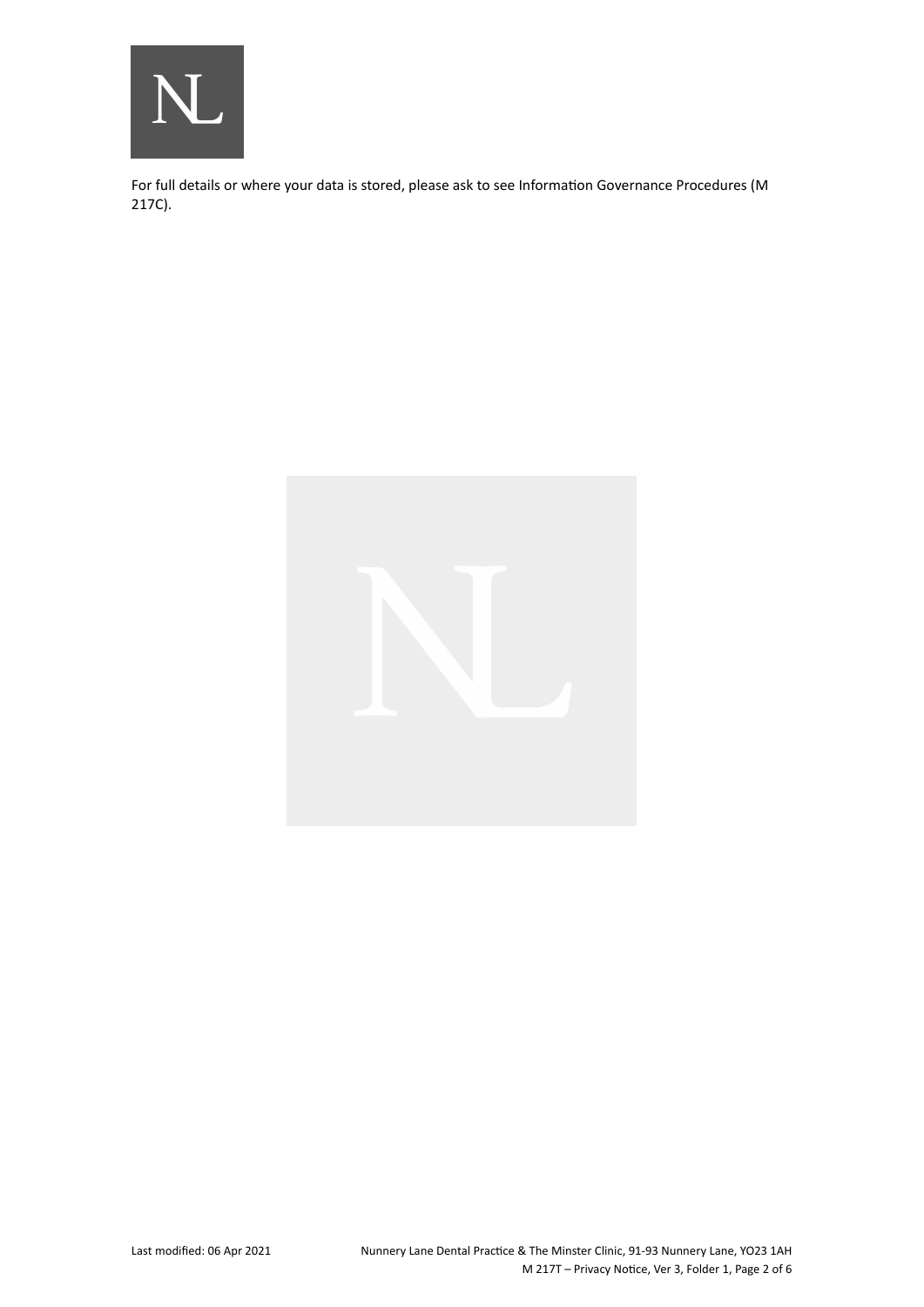For full details or where your data is stored, please ask to see Information Governance Procedures (M 217C).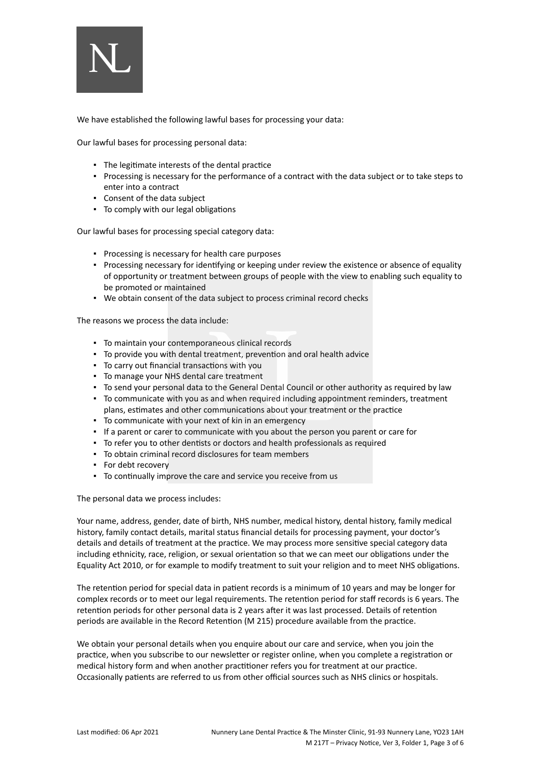We have established the following lawful bases for processing your data:

Our lawful bases for processing personal data:

- The legitimate interests of the dental practice
- Processing is necessary for the performance of a contract with the data subject or to take steps to enter into a contract
- Consent of the data subject
- To comply with our legal obligations

Our lawful bases for processing special category data:

- Processing is necessary for health care purposes
- Processing necessary for identifying or keeping under review the existence or absence of equality of opportunity or treatment between groups of people with the view to enabling such equality to be promoted or maintained
- We obtain consent of the data subject to process criminal record checks

The reasons we process the data include:

- To maintain your contemporaneous clinical records
- To provide you with dental treatment, prevention and oral health advice
- To carry out financial transactions with you
- To manage your NHS dental care treatment
- To send your personal data to the General Dental Council or other authority as required by law
- To communicate with you as and when required including appointment reminders, treatment plans, estimates and other communications about your treatment or the practice
- To communicate with your next of kin in an emergency
- If a parent or carer to communicate with you about the person you parent or care for
- To refer you to other dentists or doctors and health professionals as required
- To obtain criminal record disclosures for team members
- For debt recovery
- To continually improve the care and service you receive from us

The personal data we process includes:

Your name, address, gender, date of birth, NHS number, medical history, dental history, family medical history, family contact details, marital status financial details for processing payment, your doctor's details and details of treatment at the practice. We may process more sensitive special category data including ethnicity, race, religion, or sexual orientation so that we can meet our obligations under the Equality Act 2010, or for example to modify treatment to suit your religion and to meet NHS obligations.

The retention period for special data in patient records is a minimum of 10 years and may be longer for complex records or to meet our legal requirements. The retention period for staff records is 6 years. The retention periods for other personal data is 2 years after it was last processed. Details of retention periods are available in the Record Retention (M 215) procedure available from the practice.

We obtain your personal details when you enquire about our care and service, when you join the practice, when you subscribe to our newsletter or register online, when you complete a registration or medical history form and when another practitioner refers you for treatment at our practice. Occasionally patients are referred to us from other official sources such as NHS clinics or hospitals.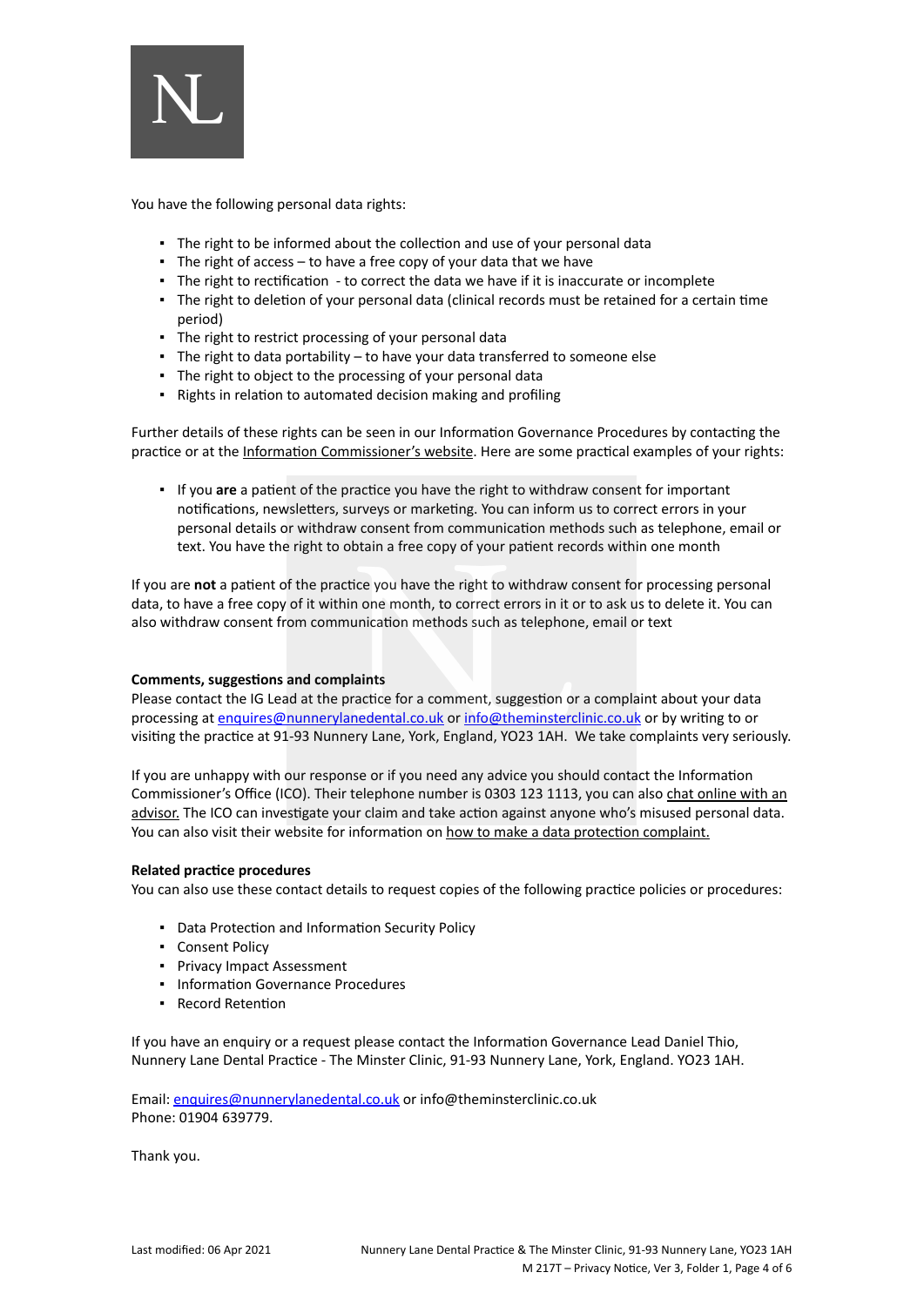You have the following personal data rights:

- The right to be informed about the collection and use of your personal data
- The right of access – to have a free copy of your data that we have
- The right to rectification - to correct the data we have if it is inaccurate or incomplete
- The right to deletion of your personal data (clinical records must be retained for a certain time period)
- The right to restrict processing of your personal data
- The right to data portability – to have your data transferred to someone else
- The right to object to the processing of your personal data
- Rights in relation to automated decision making and profiling

Further details of these rights can be seen in our Information Governance Procedures by contacting the practice or at the Information Commissioner's website. Here are some practical examples of your rights:

- If you **are** a patient of the practice you have the right to withdraw consent for important notifications, newsletters, surveys or marketing. You can inform us to correct errors in your personal details or withdraw consent from communication methods such as telephone, email or text. You have the right to obtain a free copy of your patient records within one month

If you are **not** a patient of the practice you have the right to withdraw consent for processing personal data, to have a free copy of it within one month, to correct errors in it or to ask us to delete it. You can also withdraw consent from communication methods such as telephone, email or text

**Comments, suggestions and complaints**

Please contact the IG Lead at the practice for a comment, suggestion or a complaint about your data processing at enquires@nunnerylanedental.co.uk or info@theminsterclinic.co.uk or by writing to or visiting the practice at 91-93 Nunnery Lane, York, England, YO23 1AH. We take complaints very seriously.

If you are unhappy with our response or if you need any advice you should contact the Information Commissioner's Office (ICO). Their telephone number is 0303 123 1113, you can also chat online with an advisor. The ICO can investigate your claim and take action against anyone who's misused personal data. You can also visit their website for information on how to make a data protection complaint.

**Related practice procedures**

You can also use these contact details to request copies of the following practice policies or procedures:

- Data Protection and Information Security Policy
- Consent Policy
- Privacy Impact Assessment
- Information Governance Procedures
- Record Retention

If you have an enquiry or a request please contact the Information Governance Lead Daniel Thio, Nunnery Lane Dental Practice - The Minster Clinic, 91-93 Nunnery Lane, York, England. YO23 1AH.

Email: enquires@nunnerylanedental.co.uk or info@theminsterclinic.co.uk
Phone: 01904 639779.

Thank you.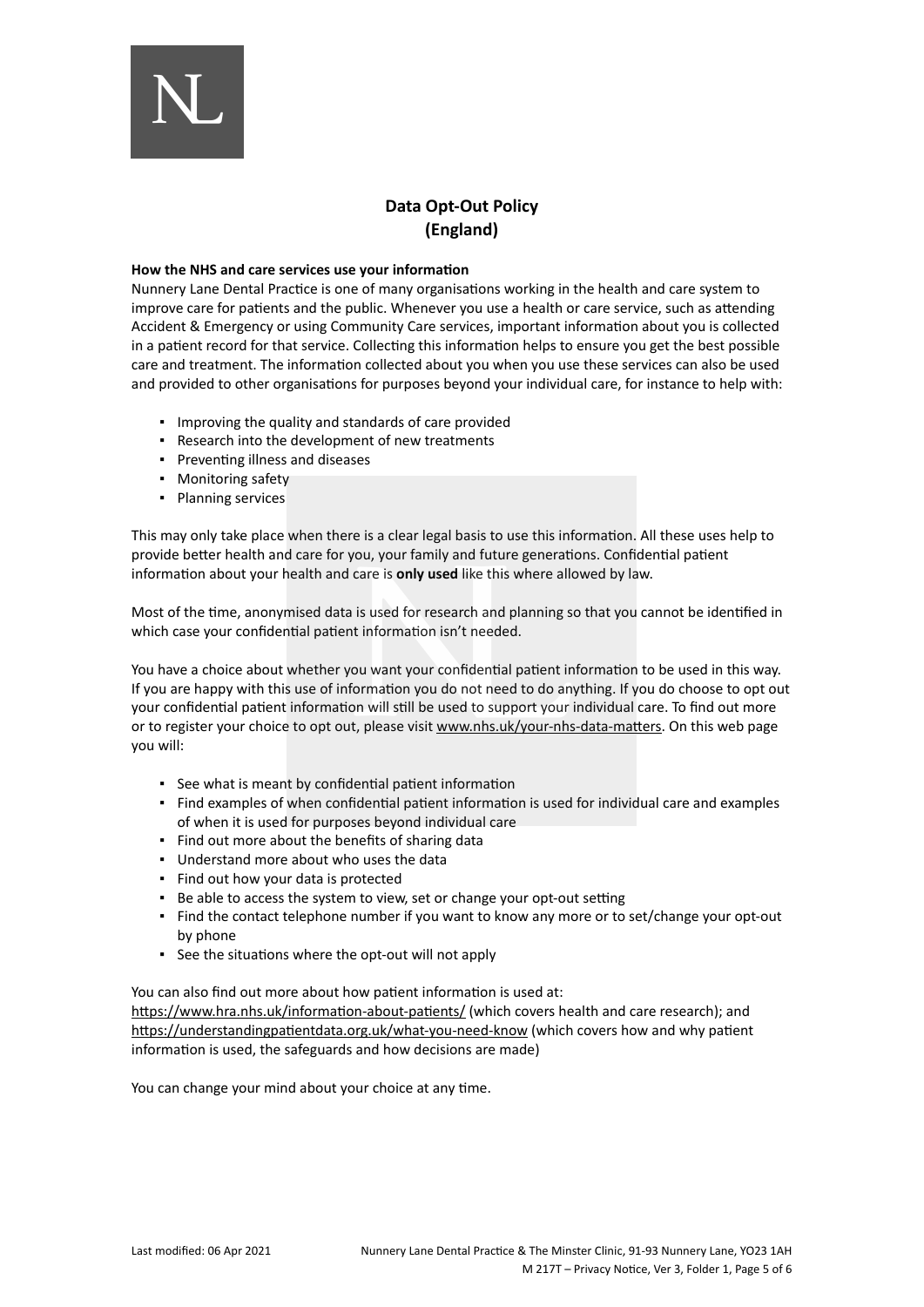# Data Opt-Out Policy (England)

**How the NHS and care services use your information**

Nunnery Lane Dental Practice is one of many organisations working in the health and care system to improve care for patients and the public. Whenever you use a health or care service, such as attending Accident & Emergency or using Community Care services, important information about you is collected in a patient record for that service. Collecting this information helps to ensure you get the best possible care and treatment. The information collected about you when you use these services can also be used and provided to other organisations for purposes beyond your individual care, for instance to help with:

- Improving the quality and standards of care provided
- Research into the development of new treatments
- Preventing illness and diseases
- Monitoring safety
- Planning services

This may only take place when there is a clear legal basis to use this information. All these uses help to provide better health and care for you, your family and future generations. Confidential patient information about your health and care is **only used** like this where allowed by law.

Most of the time, anonymised data is used for research and planning so that you cannot be identified in which case your confidential patient information isn't needed.

You have a choice about whether you want your confidential patient information to be used in this way. If you are happy with this use of information you do not need to do anything. If you do choose to opt out your confidential patient information will still be used to support your individual care. To find out more or to register your choice to opt out, please visit www.nhs.uk/your-nhs-data-matters. On this web page you will:

- See what is meant by confidential patient information
- Find examples of when confidential patient information is used for individual care and examples of when it is used for purposes beyond individual care
- Find out more about the benefits of sharing data
- Understand more about who uses the data
- Find out how your data is protected
- Be able to access the system to view, set or change your opt-out setting
- Find the contact telephone number if you want to know any more or to set/change your opt-out by phone
- See the situations where the opt-out will not apply

You can also find out more about how patient information is used at:
https://www.hra.nhs.uk/information-about-patients/ (which covers health and care research); and https://understandingpatientdata.org.uk/what-you-need-know (which covers how and why patient information is used, the safeguards and how decisions are made)

You can change your mind about your choice at any time.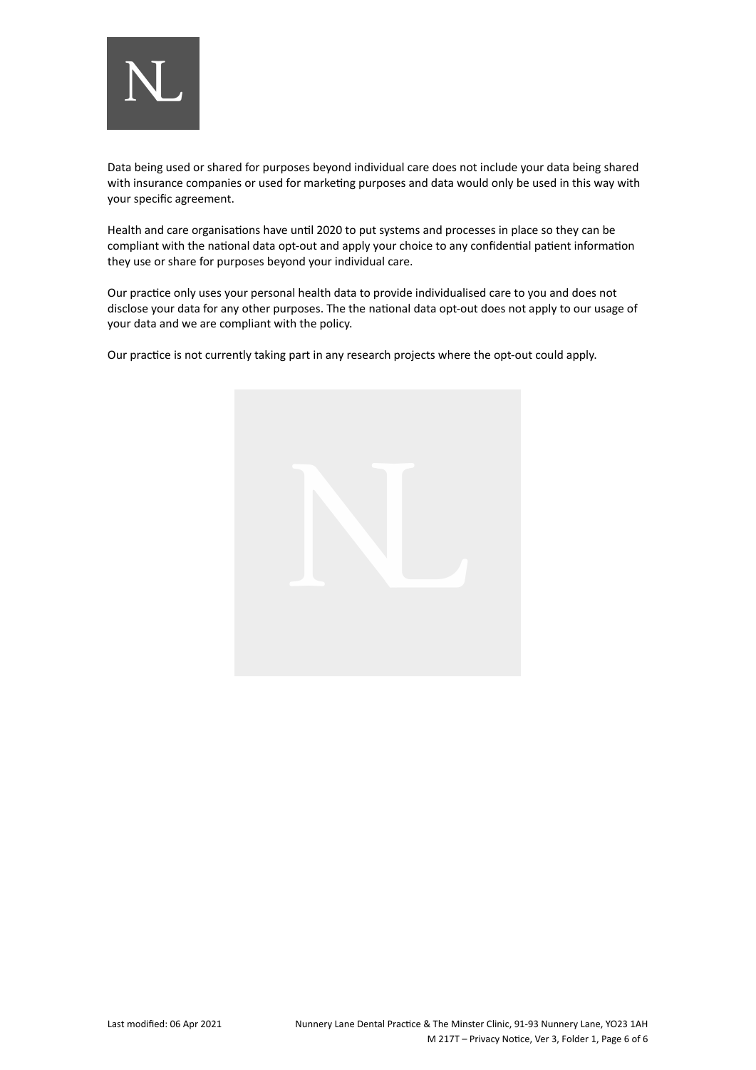Data being used or shared for purposes beyond individual care does not include your data being shared with insurance companies or used for marketing purposes and data would only be used in this way with your specific agreement.

Health and care organisations have until 2020 to put systems and processes in place so they can be compliant with the national data opt-out and apply your choice to any confidential patient information they use or share for purposes beyond your individual care.

Our practice only uses your personal health data to provide individualised care to you and does not disclose your data for any other purposes. The the national data opt-out does not apply to our usage of your data and we are compliant with the policy.

Our practice is not currently taking part in any research projects where the opt-out could apply.